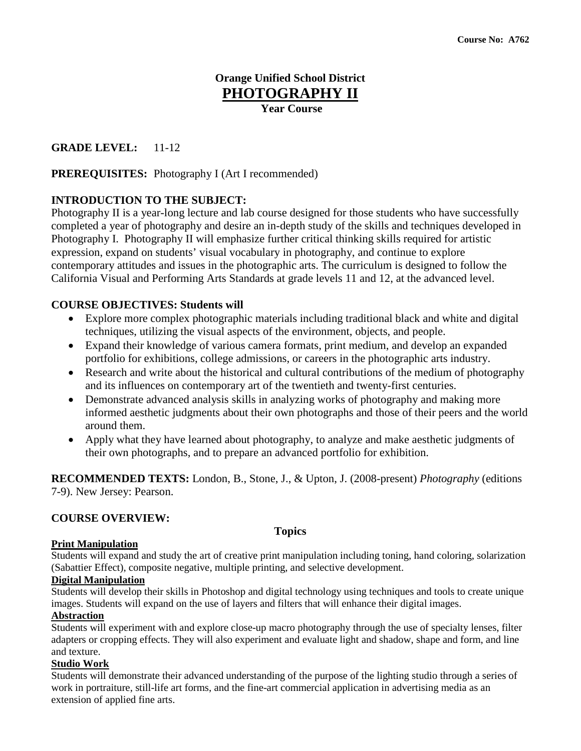Course No: A762

# Orange Unified School District
## PHOTOGRAPHY II
**Year Course**

**GRADE LEVEL:** 11-12

**PREREQUISITES:** Photography I (Art I recommended)

### INTRODUCTION TO THE SUBJECT:

Photography II is a year-long lecture and lab course designed for those students who have successfully completed a year of photography and desire an in-depth study of the skills and techniques developed in Photography I. Photography II will emphasize further critical thinking skills required for artistic expression, expand on students' visual vocabulary in photography, and continue to explore contemporary attitudes and issues in the photographic arts. The curriculum is designed to follow the California Visual and Performing Arts Standards at grade levels 11 and 12, at the advanced level.

### COURSE OBJECTIVES: Students will

- Explore more complex photographic materials including traditional black and white and digital techniques, utilizing the visual aspects of the environment, objects, and people.
- Expand their knowledge of various camera formats, print medium, and develop an expanded portfolio for exhibitions, college admissions, or careers in the photographic arts industry.
- Research and write about the historical and cultural contributions of the medium of photography and its influences on contemporary art of the twentieth and twenty-first centuries.
- Demonstrate advanced analysis skills in analyzing works of photography and making more informed aesthetic judgments about their own photographs and those of their peers and the world around them.
- Apply what they have learned about photography, to analyze and make aesthetic judgments of their own photographs, and to prepare an advanced portfolio for exhibition.

**RECOMMENDED TEXTS:** London, B., Stone, J., & Upton, J. (2008-present) *Photography* (editions 7-9). New Jersey: Pearson.

### COURSE OVERVIEW:

**Topics**

**Print Manipulation**

Students will expand and study the art of creative print manipulation including toning, hand coloring, solarization (Sabattier Effect), composite negative, multiple printing, and selective development.

**Digital Manipulation**

Students will develop their skills in Photoshop and digital technology using techniques and tools to create unique images. Students will expand on the use of layers and filters that will enhance their digital images.

**Abstraction**

Students will experiment with and explore close-up macro photography through the use of specialty lenses, filter adapters or cropping effects. They will also experiment and evaluate light and shadow, shape and form, and line and texture.

**Studio Work**

Students will demonstrate their advanced understanding of the purpose of the lighting studio through a series of work in portraiture, still-life art forms, and the fine-art commercial application in advertising media as an extension of applied fine arts.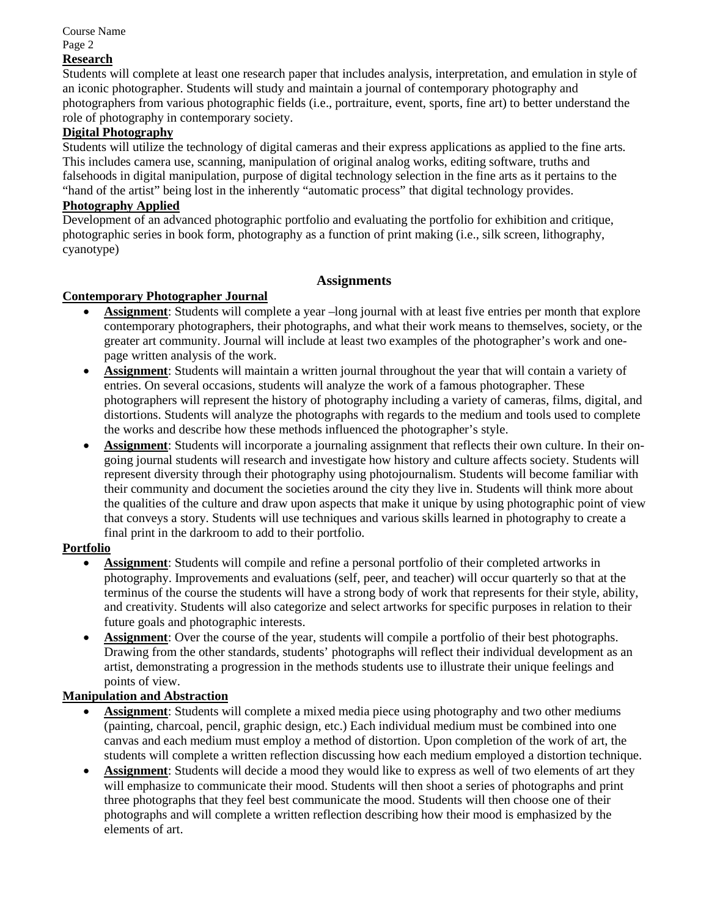**Research**

Students will complete at least one research paper that includes analysis, interpretation, and emulation in style of an iconic photographer. Students will study and maintain a journal of contemporary photography and photographers from various photographic fields (i.e., portraiture, event, sports, fine art) to better understand the role of photography in contemporary society.

**Digital Photography**

Students will utilize the technology of digital cameras and their express applications as applied to the fine arts. This includes camera use, scanning, manipulation of original analog works, editing software, truths and falsehoods in digital manipulation, purpose of digital technology selection in the fine arts as it pertains to the "hand of the artist" being lost in the inherently "automatic process" that digital technology provides.

**Photography Applied**

Development of an advanced photographic portfolio and evaluating the portfolio for exhibition and critique, photographic series in book form, photography as a function of print making (i.e., silk screen, lithography, cyanotype)

## Assignments

**Contemporary Photographer Journal**

- **Assignment**: Students will complete a year –long journal with at least five entries per month that explore contemporary photographers, their photographs, and what their work means to themselves, society, or the greater art community. Journal will include at least two examples of the photographer's work and one-page written analysis of the work.
- **Assignment**: Students will maintain a written journal throughout the year that will contain a variety of entries. On several occasions, students will analyze the work of a famous photographer. These photographers will represent the history of photography including a variety of cameras, films, digital, and distortions. Students will analyze the photographs with regards to the medium and tools used to complete the works and describe how these methods influenced the photographer's style.
- **Assignment**: Students will incorporate a journaling assignment that reflects their own culture. In their on-going journal students will research and investigate how history and culture affects society. Students will represent diversity through their photography using photojournalism. Students will become familiar with their community and document the societies around the city they live in. Students will think more about the qualities of the culture and draw upon aspects that make it unique by using photographic point of view that conveys a story. Students will use techniques and various skills learned in photography to create a final print in the darkroom to add to their portfolio.

**Portfolio**

- **Assignment**: Students will compile and refine a personal portfolio of their completed artworks in photography. Improvements and evaluations (self, peer, and teacher) will occur quarterly so that at the terminus of the course the students will have a strong body of work that represents for their style, ability, and creativity. Students will also categorize and select artworks for specific purposes in relation to their future goals and photographic interests.
- **Assignment**: Over the course of the year, students will compile a portfolio of their best photographs. Drawing from the other standards, students' photographs will reflect their individual development as an artist, demonstrating a progression in the methods students use to illustrate their unique feelings and points of view.

**Manipulation and Abstraction**

- **Assignment**: Students will complete a mixed media piece using photography and two other mediums (painting, charcoal, pencil, graphic design, etc.) Each individual medium must be combined into one canvas and each medium must employ a method of distortion. Upon completion of the work of art, the students will complete a written reflection discussing how each medium employed a distortion technique.
- **Assignment**: Students will decide a mood they would like to express as well of two elements of art they will emphasize to communicate their mood. Students will then shoot a series of photographs and print three photographs that they feel best communicate the mood. Students will then choose one of their photographs and will complete a written reflection describing how their mood is emphasized by the elements of art.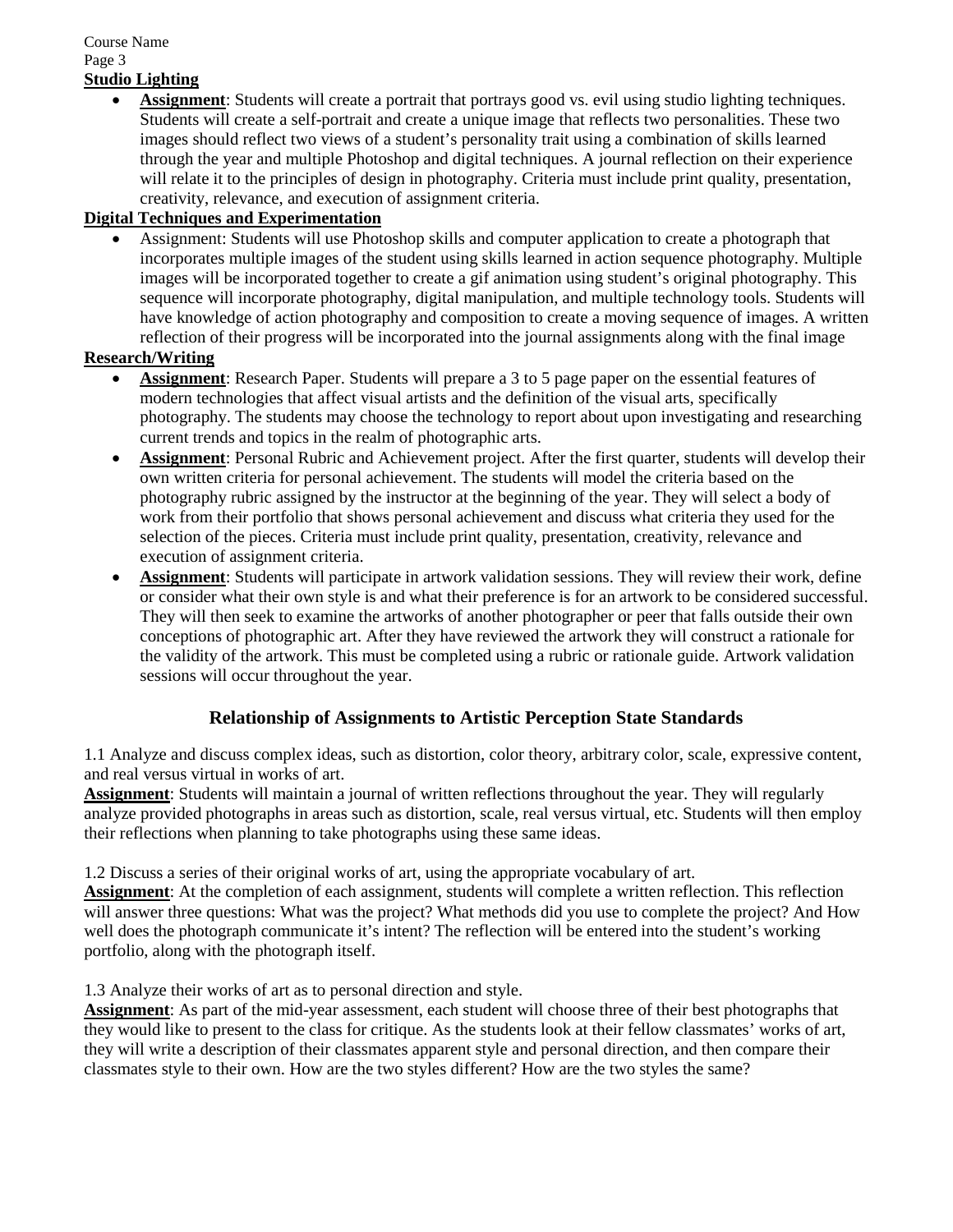**Studio Lighting**

- **Assignment**: Students will create a portrait that portrays good vs. evil using studio lighting techniques. Students will create a self-portrait and create a unique image that reflects two personalities. These two images should reflect two views of a student's personality trait using a combination of skills learned through the year and multiple Photoshop and digital techniques. A journal reflection on their experience will relate it to the principles of design in photography. Criteria must include print quality, presentation, creativity, relevance, and execution of assignment criteria.

**Digital Techniques and Experimentation**

- Assignment: Students will use Photoshop skills and computer application to create a photograph that incorporates multiple images of the student using skills learned in action sequence photography. Multiple images will be incorporated together to create a gif animation using student's original photography. This sequence will incorporate photography, digital manipulation, and multiple technology tools. Students will have knowledge of action photography and composition to create a moving sequence of images. A written reflection of their progress will be incorporated into the journal assignments along with the final image

**Research/Writing**

- **Assignment**: Research Paper. Students will prepare a 3 to 5 page paper on the essential features of modern technologies that affect visual artists and the definition of the visual arts, specifically photography. The students may choose the technology to report about upon investigating and researching current trends and topics in the realm of photographic arts.
- **Assignment**: Personal Rubric and Achievement project. After the first quarter, students will develop their own written criteria for personal achievement. The students will model the criteria based on the photography rubric assigned by the instructor at the beginning of the year. They will select a body of work from their portfolio that shows personal achievement and discuss what criteria they used for the selection of the pieces. Criteria must include print quality, presentation, creativity, relevance and execution of assignment criteria.
- **Assignment**: Students will participate in artwork validation sessions. They will review their work, define or consider what their own style is and what their preference is for an artwork to be considered successful. They will then seek to examine the artworks of another photographer or peer that falls outside their own conceptions of photographic art. After they have reviewed the artwork they will construct a rationale for the validity of the artwork. This must be completed using a rubric or rationale guide. Artwork validation sessions will occur throughout the year.

## Relationship of Assignments to Artistic Perception State Standards

1.1 Analyze and discuss complex ideas, such as distortion, color theory, arbitrary color, scale, expressive content, and real versus virtual in works of art.

**Assignment**: Students will maintain a journal of written reflections throughout the year. They will regularly analyze provided photographs in areas such as distortion, scale, real versus virtual, etc. Students will then employ their reflections when planning to take photographs using these same ideas.

1.2 Discuss a series of their original works of art, using the appropriate vocabulary of art.

**Assignment**: At the completion of each assignment, students will complete a written reflection. This reflection will answer three questions: What was the project? What methods did you use to complete the project? And How well does the photograph communicate it's intent? The reflection will be entered into the student's working portfolio, along with the photograph itself.

1.3 Analyze their works of art as to personal direction and style.

**Assignment**: As part of the mid-year assessment, each student will choose three of their best photographs that they would like to present to the class for critique. As the students look at their fellow classmates' works of art, they will write a description of their classmates apparent style and personal direction, and then compare their classmates style to their own. How are the two styles different? How are the two styles the same?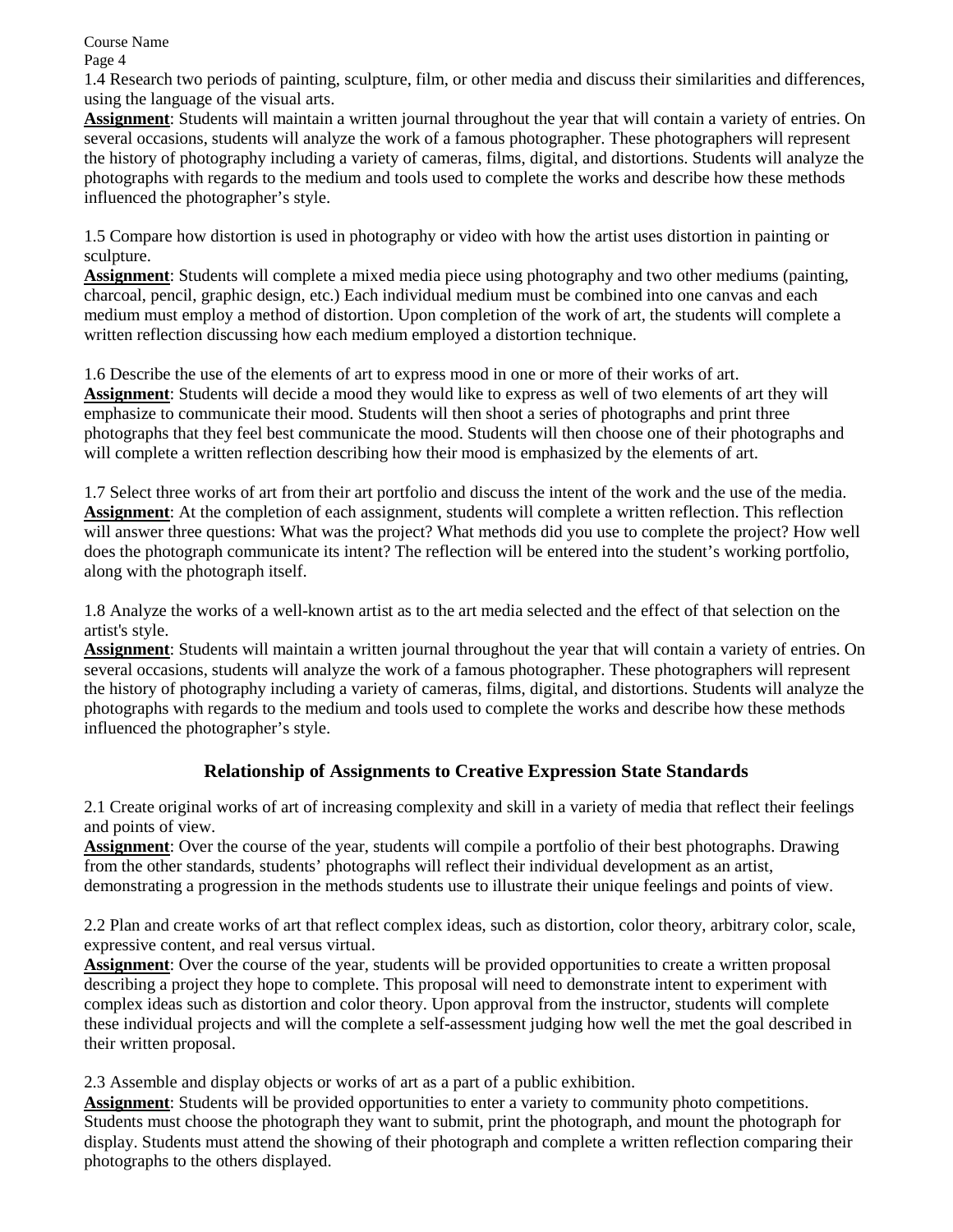1.4 Research two periods of painting, sculpture, film, or other media and discuss their similarities and differences, using the language of the visual arts.

**Assignment**: Students will maintain a written journal throughout the year that will contain a variety of entries. On several occasions, students will analyze the work of a famous photographer. These photographers will represent the history of photography including a variety of cameras, films, digital, and distortions. Students will analyze the photographs with regards to the medium and tools used to complete the works and describe how these methods influenced the photographer's style.

1.5 Compare how distortion is used in photography or video with how the artist uses distortion in painting or sculpture.

**Assignment**: Students will complete a mixed media piece using photography and two other mediums (painting, charcoal, pencil, graphic design, etc.) Each individual medium must be combined into one canvas and each medium must employ a method of distortion. Upon completion of the work of art, the students will complete a written reflection discussing how each medium employed a distortion technique.

1.6 Describe the use of the elements of art to express mood in one or more of their works of art.

**Assignment**: Students will decide a mood they would like to express as well of two elements of art they will emphasize to communicate their mood. Students will then shoot a series of photographs and print three photographs that they feel best communicate the mood. Students will then choose one of their photographs and will complete a written reflection describing how their mood is emphasized by the elements of art.

1.7 Select three works of art from their art portfolio and discuss the intent of the work and the use of the media.

**Assignment**: At the completion of each assignment, students will complete a written reflection. This reflection will answer three questions: What was the project? What methods did you use to complete the project? How well does the photograph communicate its intent? The reflection will be entered into the student's working portfolio, along with the photograph itself.

1.8 Analyze the works of a well-known artist as to the art media selected and the effect of that selection on the artist's style.

**Assignment**: Students will maintain a written journal throughout the year that will contain a variety of entries. On several occasions, students will analyze the work of a famous photographer. These photographers will represent the history of photography including a variety of cameras, films, digital, and distortions. Students will analyze the photographs with regards to the medium and tools used to complete the works and describe how these methods influenced the photographer's style.

## Relationship of Assignments to Creative Expression State Standards

2.1 Create original works of art of increasing complexity and skill in a variety of media that reflect their feelings and points of view.

**Assignment**: Over the course of the year, students will compile a portfolio of their best photographs. Drawing from the other standards, students' photographs will reflect their individual development as an artist, demonstrating a progression in the methods students use to illustrate their unique feelings and points of view.

2.2 Plan and create works of art that reflect complex ideas, such as distortion, color theory, arbitrary color, scale, expressive content, and real versus virtual.

**Assignment**: Over the course of the year, students will be provided opportunities to create a written proposal describing a project they hope to complete. This proposal will need to demonstrate intent to experiment with complex ideas such as distortion and color theory. Upon approval from the instructor, students will complete these individual projects and will the complete a self-assessment judging how well the met the goal described in their written proposal.

2.3 Assemble and display objects or works of art as a part of a public exhibition.

**Assignment**: Students will be provided opportunities to enter a variety to community photo competitions. Students must choose the photograph they want to submit, print the photograph, and mount the photograph for display. Students must attend the showing of their photograph and complete a written reflection comparing their photographs to the others displayed.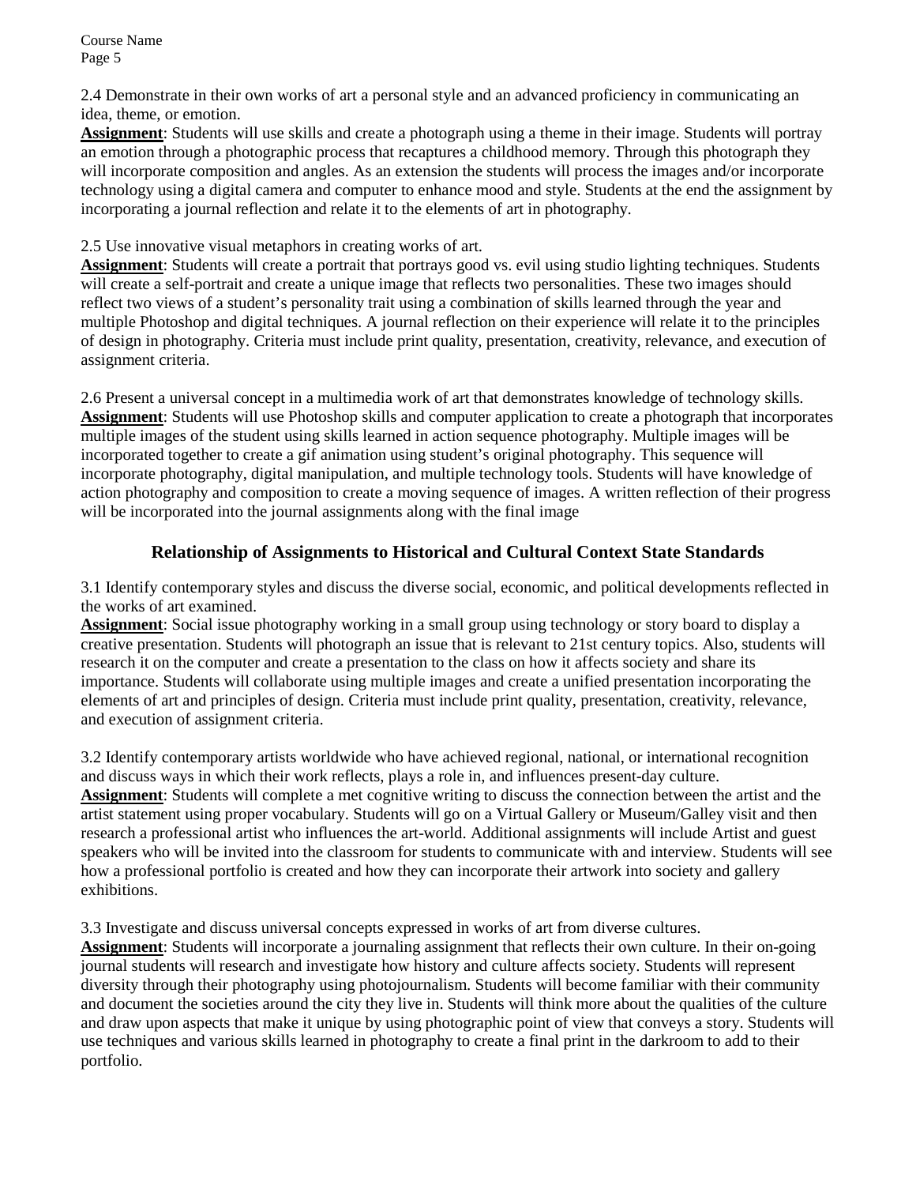2.4 Demonstrate in their own works of art a personal style and an advanced proficiency in communicating an idea, theme, or emotion.

**Assignment**: Students will use skills and create a photograph using a theme in their image. Students will portray an emotion through a photographic process that recaptures a childhood memory. Through this photograph they will incorporate composition and angles. As an extension the students will process the images and/or incorporate technology using a digital camera and computer to enhance mood and style. Students at the end the assignment by incorporating a journal reflection and relate it to the elements of art in photography.

2.5 Use innovative visual metaphors in creating works of art.

**Assignment**: Students will create a portrait that portrays good vs. evil using studio lighting techniques. Students will create a self-portrait and create a unique image that reflects two personalities. These two images should reflect two views of a student's personality trait using a combination of skills learned through the year and multiple Photoshop and digital techniques. A journal reflection on their experience will relate it to the principles of design in photography. Criteria must include print quality, presentation, creativity, relevance, and execution of assignment criteria.

2.6 Present a universal concept in a multimedia work of art that demonstrates knowledge of technology skills.

**Assignment**: Students will use Photoshop skills and computer application to create a photograph that incorporates multiple images of the student using skills learned in action sequence photography. Multiple images will be incorporated together to create a gif animation using student's original photography. This sequence will incorporate photography, digital manipulation, and multiple technology tools. Students will have knowledge of action photography and composition to create a moving sequence of images. A written reflection of their progress will be incorporated into the journal assignments along with the final image

## Relationship of Assignments to Historical and Cultural Context State Standards

3.1 Identify contemporary styles and discuss the diverse social, economic, and political developments reflected in the works of art examined.

**Assignment**: Social issue photography working in a small group using technology or story board to display a creative presentation. Students will photograph an issue that is relevant to 21st century topics. Also, students will research it on the computer and create a presentation to the class on how it affects society and share its importance. Students will collaborate using multiple images and create a unified presentation incorporating the elements of art and principles of design. Criteria must include print quality, presentation, creativity, relevance, and execution of assignment criteria.

3.2 Identify contemporary artists worldwide who have achieved regional, national, or international recognition and discuss ways in which their work reflects, plays a role in, and influences present-day culture.

**Assignment**: Students will complete a met cognitive writing to discuss the connection between the artist and the artist statement using proper vocabulary. Students will go on a Virtual Gallery or Museum/Galley visit and then research a professional artist who influences the art-world. Additional assignments will include Artist and guest speakers who will be invited into the classroom for students to communicate with and interview. Students will see how a professional portfolio is created and how they can incorporate their artwork into society and gallery exhibitions.

3.3 Investigate and discuss universal concepts expressed in works of art from diverse cultures.

**Assignment**: Students will incorporate a journaling assignment that reflects their own culture. In their on-going journal students will research and investigate how history and culture affects society. Students will represent diversity through their photography using photojournalism. Students will become familiar with their community and document the societies around the city they live in. Students will think more about the qualities of the culture and draw upon aspects that make it unique by using photographic point of view that conveys a story. Students will use techniques and various skills learned in photography to create a final print in the darkroom to add to their portfolio.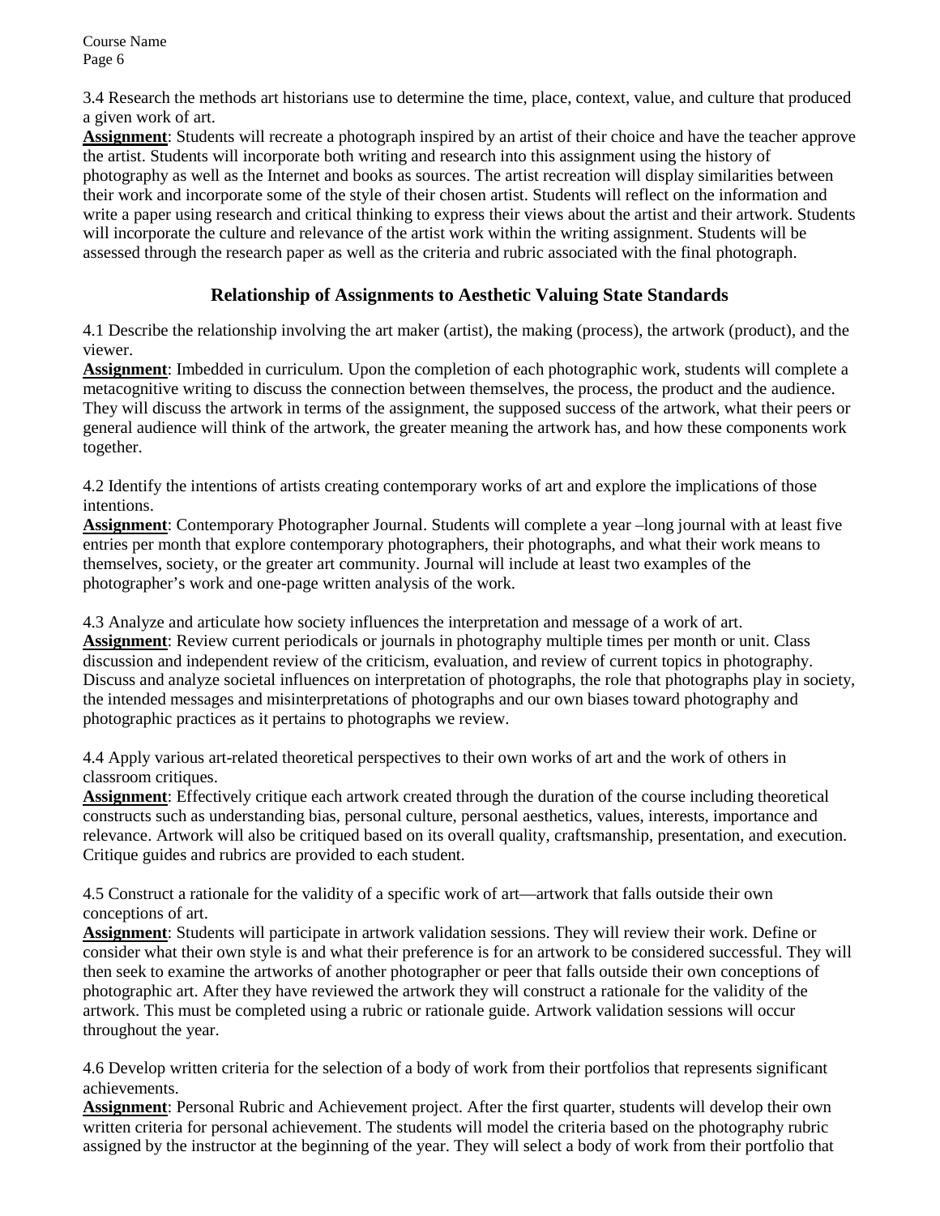3.4 Research the methods art historians use to determine the time, place, context, value, and culture that produced a given work of art.

**Assignment**: Students will recreate a photograph inspired by an artist of their choice and have the teacher approve the artist. Students will incorporate both writing and research into this assignment using the history of photography as well as the Internet and books as sources. The artist recreation will display similarities between their work and incorporate some of the style of their chosen artist. Students will reflect on the information and write a paper using research and critical thinking to express their views about the artist and their artwork. Students will incorporate the culture and relevance of the artist work within the writing assignment. Students will be assessed through the research paper as well as the criteria and rubric associated with the final photograph.

## Relationship of Assignments to Aesthetic Valuing State Standards

4.1 Describe the relationship involving the art maker (artist), the making (process), the artwork (product), and the viewer.

**Assignment**: Imbedded in curriculum. Upon the completion of each photographic work, students will complete a metacognitive writing to discuss the connection between themselves, the process, the product and the audience. They will discuss the artwork in terms of the assignment, the supposed success of the artwork, what their peers or general audience will think of the artwork, the greater meaning the artwork has, and how these components work together.

4.2 Identify the intentions of artists creating contemporary works of art and explore the implications of those intentions.

**Assignment**: Contemporary Photographer Journal. Students will complete a year –long journal with at least five entries per month that explore contemporary photographers, their photographs, and what their work means to themselves, society, or the greater art community. Journal will include at least two examples of the photographer's work and one-page written analysis of the work.

4.3 Analyze and articulate how society influences the interpretation and message of a work of art.

**Assignment**: Review current periodicals or journals in photography multiple times per month or unit. Class discussion and independent review of the criticism, evaluation, and review of current topics in photography. Discuss and analyze societal influences on interpretation of photographs, the role that photographs play in society, the intended messages and misinterpretations of photographs and our own biases toward photography and photographic practices as it pertains to photographs we review.

4.4 Apply various art-related theoretical perspectives to their own works of art and the work of others in classroom critiques.

**Assignment**: Effectively critique each artwork created through the duration of the course including theoretical constructs such as understanding bias, personal culture, personal aesthetics, values, interests, importance and relevance. Artwork will also be critiqued based on its overall quality, craftsmanship, presentation, and execution. Critique guides and rubrics are provided to each student.

4.5 Construct a rationale for the validity of a specific work of art—artwork that falls outside their own conceptions of art.

**Assignment**: Students will participate in artwork validation sessions. They will review their work. Define or consider what their own style is and what their preference is for an artwork to be considered successful. They will then seek to examine the artworks of another photographer or peer that falls outside their own conceptions of photographic art. After they have reviewed the artwork they will construct a rationale for the validity of the artwork. This must be completed using a rubric or rationale guide. Artwork validation sessions will occur throughout the year.

4.6 Develop written criteria for the selection of a body of work from their portfolios that represents significant achievements.

**Assignment**: Personal Rubric and Achievement project. After the first quarter, students will develop their own written criteria for personal achievement. The students will model the criteria based on the photography rubric assigned by the instructor at the beginning of the year. They will select a body of work from their portfolio that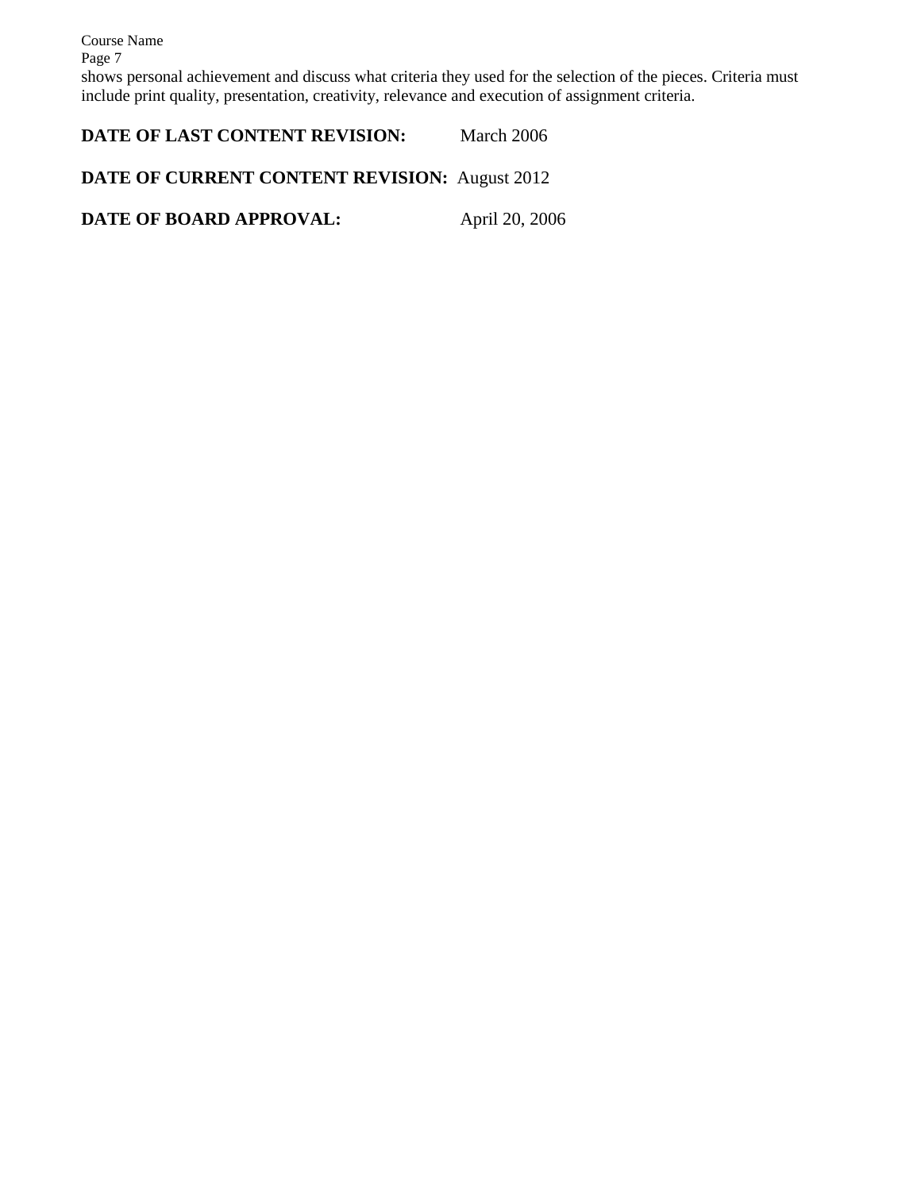shows personal achievement and discuss what criteria they used for the selection of the pieces. Criteria must include print quality, presentation, creativity, relevance and execution of assignment criteria.

**DATE OF LAST CONTENT REVISION:** March 2006

**DATE OF CURRENT CONTENT REVISION:** August 2012

**DATE OF BOARD APPROVAL:** April 20, 2006